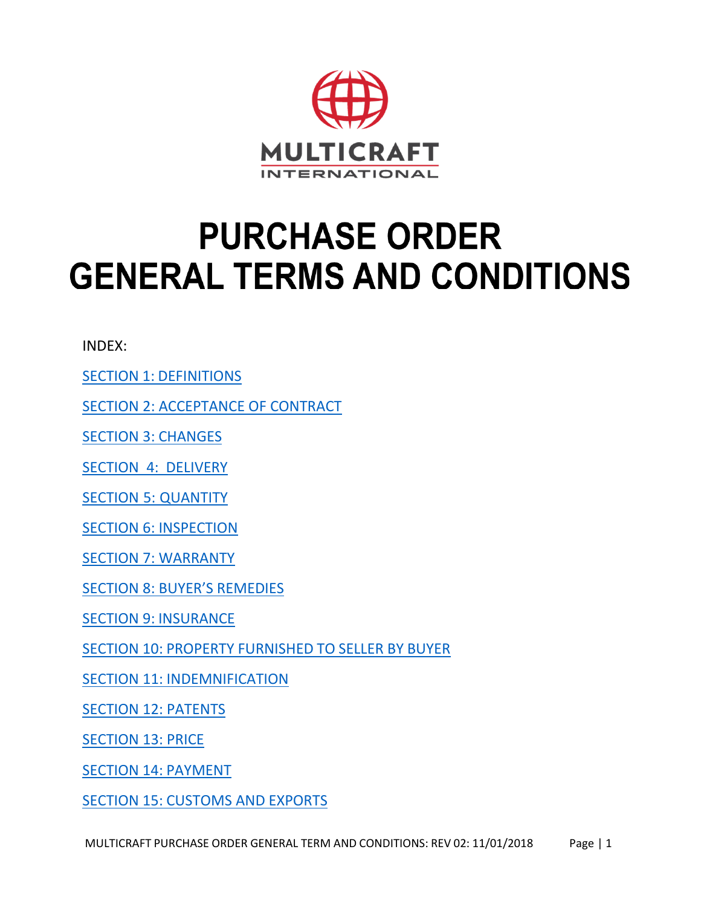MULTICRAFT INTERNATIONAL

# PURCHASE ORDER GENERAL TERMS AND CONDITIONS

INDEX:

SECTION 1: DEFINITIONS

SECTION 2: ACCEPTANCE OF CONTRACT

SECTION 3: CHANGES

SECTION 4: DELIVERY

SECTION 5: QUANTITY

SECTION 6: INSPECTION

SECTION 7: WARRANTY

SECTION 8: BUYER'S REMEDIES

SECTION 9: INSURANCE

SECTION 10: PROPERTY FURNISHED TO SELLER BY BUYER

SECTION 11: INDEMNIFICATION

SECTION 12: PATENTS

SECTION 13: PRICE

SECTION 14: PAYMENT

SECTION 15: CUSTOMS AND EXPORTS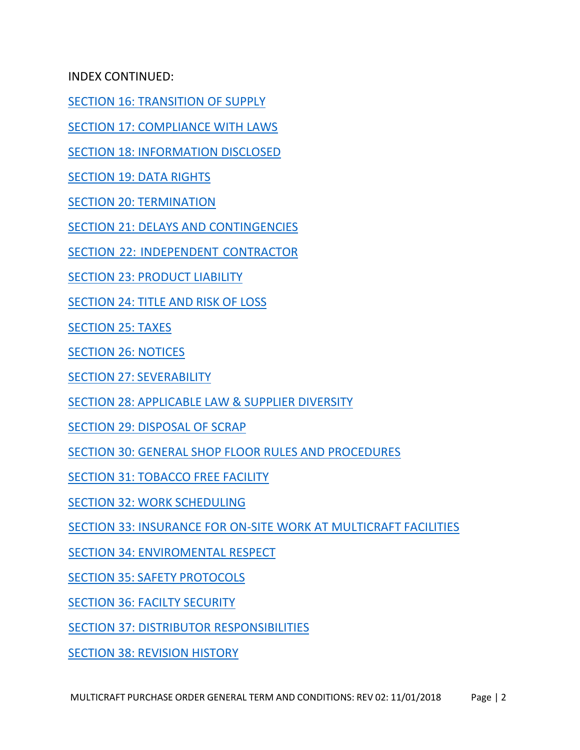INDEX CONTINUED:

SECTION 16: TRANSITION OF SUPPLY

SECTION 17: COMPLIANCE WITH LAWS

SECTION 18: INFORMATION DISCLOSED

SECTION 19: DATA RIGHTS

SECTION 20: TERMINATION

SECTION 21: DELAYS AND CONTINGENCIES

SECTION 22: INDEPENDENT CONTRACTOR

SECTION 23: PRODUCT LIABILITY

SECTION 24: TITLE AND RISK OF LOSS

SECTION 25: TAXES

SECTION 26: NOTICES

SECTION 27: SEVERABILITY

SECTION 28: APPLICABLE LAW & SUPPLIER DIVERSITY

SECTION 29: DISPOSAL OF SCRAP

SECTION 30: GENERAL SHOP FLOOR RULES AND PROCEDURES

SECTION 31: TOBACCO FREE FACILITY

SECTION 32: WORK SCHEDULING

SECTION 33: INSURANCE FOR ON-SITE WORK AT MULTICRAFT FACILITIES

SECTION 34: ENVIROMENTAL RESPECT

SECTION 35: SAFETY PROTOCOLS

SECTION 36: FACILTY SECURITY

SECTION 37: DISTRIBUTOR RESPONSIBILITIES

SECTION 38: REVISION HISTORY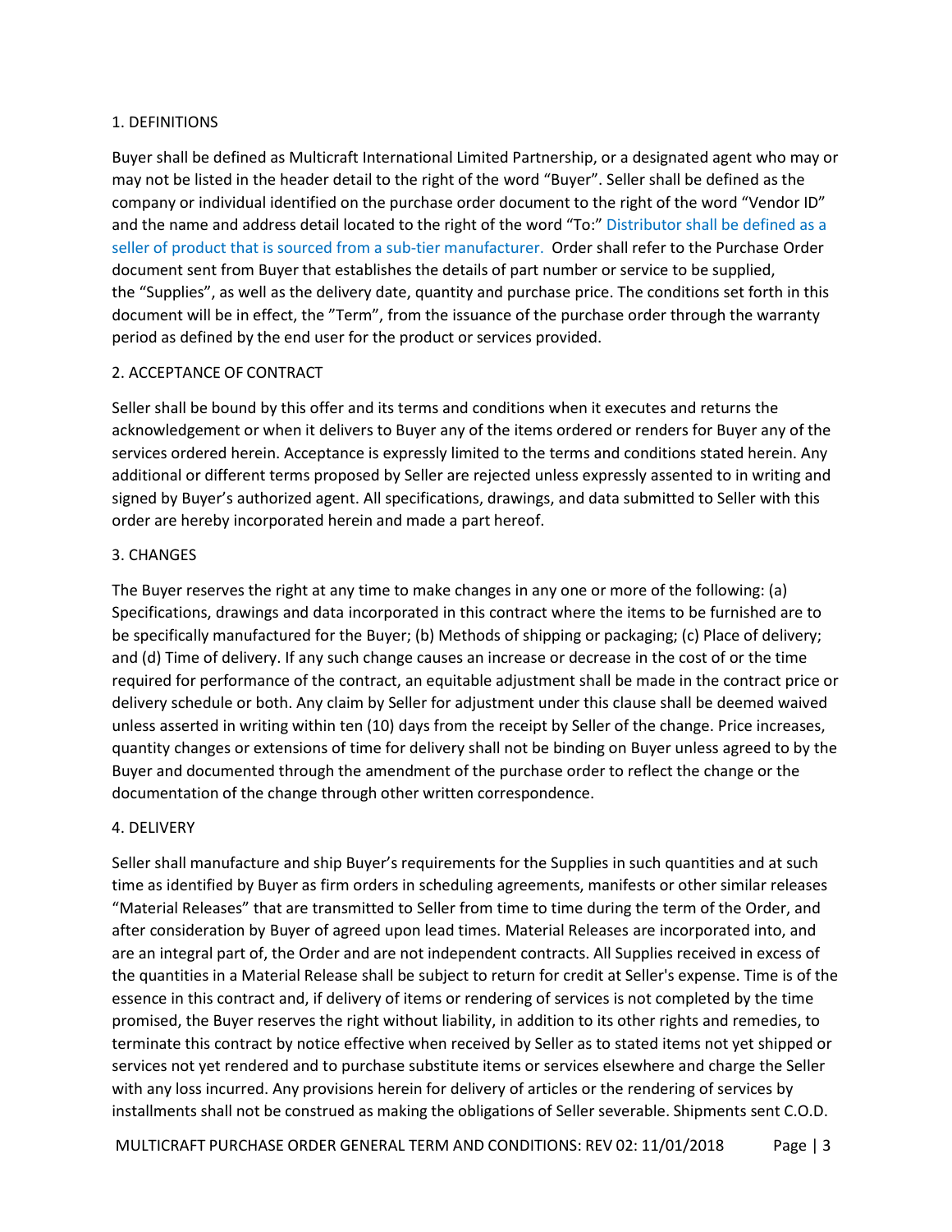## 1. DEFINITIONS

Buyer shall be defined as Multicraft International Limited Partnership, or a designated agent who may or may not be listed in the header detail to the right of the word "Buyer". Seller shall be defined as the company or individual identified on the purchase order document to the right of the word "Vendor ID" and the name and address detail located to the right of the word "To:" Distributor shall be defined as a seller of product that is sourced from a sub-tier manufacturer. Order shall refer to the Purchase Order document sent from Buyer that establishes the details of part number or service to be supplied, the "Supplies", as well as the delivery date, quantity and purchase price. The conditions set forth in this document will be in effect, the "Term", from the issuance of the purchase order through the warranty period as defined by the end user for the product or services provided.

## 2. ACCEPTANCE OF CONTRACT

Seller shall be bound by this offer and its terms and conditions when it executes and returns the acknowledgement or when it delivers to Buyer any of the items ordered or renders for Buyer any of the services ordered herein. Acceptance is expressly limited to the terms and conditions stated herein. Any additional or different terms proposed by Seller are rejected unless expressly assented to in writing and signed by Buyer's authorized agent. All specifications, drawings, and data submitted to Seller with this order are hereby incorporated herein and made a part hereof.

## 3. CHANGES

The Buyer reserves the right at any time to make changes in any one or more of the following: (a) Specifications, drawings and data incorporated in this contract where the items to be furnished are to be specifically manufactured for the Buyer; (b) Methods of shipping or packaging; (c) Place of delivery; and (d) Time of delivery. If any such change causes an increase or decrease in the cost of or the time required for performance of the contract, an equitable adjustment shall be made in the contract price or delivery schedule or both. Any claim by Seller for adjustment under this clause shall be deemed waived unless asserted in writing within ten (10) days from the receipt by Seller of the change. Price increases, quantity changes or extensions of time for delivery shall not be binding on Buyer unless agreed to by the Buyer and documented through the amendment of the purchase order to reflect the change or the documentation of the change through other written correspondence.

## 4. DELIVERY

Seller shall manufacture and ship Buyer's requirements for the Supplies in such quantities and at such time as identified by Buyer as firm orders in scheduling agreements, manifests or other similar releases "Material Releases" that are transmitted to Seller from time to time during the term of the Order, and after consideration by Buyer of agreed upon lead times. Material Releases are incorporated into, and are an integral part of, the Order and are not independent contracts. All Supplies received in excess of the quantities in a Material Release shall be subject to return for credit at Seller's expense. Time is of the essence in this contract and, if delivery of items or rendering of services is not completed by the time promised, the Buyer reserves the right without liability, in addition to its other rights and remedies, to terminate this contract by notice effective when received by Seller as to stated items not yet shipped or services not yet rendered and to purchase substitute items or services elsewhere and charge the Seller with any loss incurred. Any provisions herein for delivery of articles or the rendering of services by installments shall not be construed as making the obligations of Seller severable. Shipments sent C.O.D.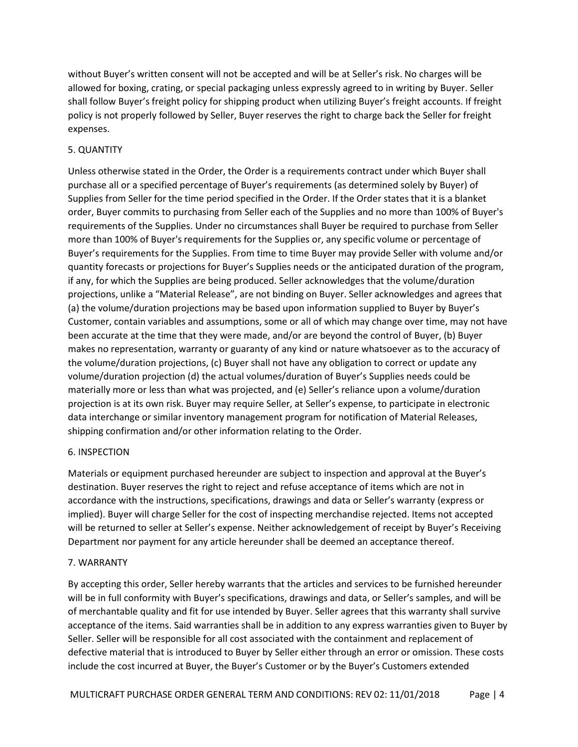without Buyer's written consent will not be accepted and will be at Seller's risk. No charges will be allowed for boxing, crating, or special packaging unless expressly agreed to in writing by Buyer. Seller shall follow Buyer's freight policy for shipping product when utilizing Buyer's freight accounts. If freight policy is not properly followed by Seller, Buyer reserves the right to charge back the Seller for freight expenses.

## 5. QUANTITY

Unless otherwise stated in the Order, the Order is a requirements contract under which Buyer shall purchase all or a specified percentage of Buyer's requirements (as determined solely by Buyer) of Supplies from Seller for the time period specified in the Order. If the Order states that it is a blanket order, Buyer commits to purchasing from Seller each of the Supplies and no more than 100% of Buyer's requirements of the Supplies. Under no circumstances shall Buyer be required to purchase from Seller more than 100% of Buyer's requirements for the Supplies or, any specific volume or percentage of Buyer's requirements for the Supplies. From time to time Buyer may provide Seller with volume and/or quantity forecasts or projections for Buyer's Supplies needs or the anticipated duration of the program, if any, for which the Supplies are being produced. Seller acknowledges that the volume/duration projections, unlike a "Material Release", are not binding on Buyer. Seller acknowledges and agrees that (a) the volume/duration projections may be based upon information supplied to Buyer by Buyer's Customer, contain variables and assumptions, some or all of which may change over time, may not have been accurate at the time that they were made, and/or are beyond the control of Buyer, (b) Buyer makes no representation, warranty or guaranty of any kind or nature whatsoever as to the accuracy of the volume/duration projections, (c) Buyer shall not have any obligation to correct or update any volume/duration projection (d) the actual volumes/duration of Buyer's Supplies needs could be materially more or less than what was projected, and (e) Seller's reliance upon a volume/duration projection is at its own risk. Buyer may require Seller, at Seller's expense, to participate in electronic data interchange or similar inventory management program for notification of Material Releases, shipping confirmation and/or other information relating to the Order.

## 6. INSPECTION

Materials or equipment purchased hereunder are subject to inspection and approval at the Buyer's destination. Buyer reserves the right to reject and refuse acceptance of items which are not in accordance with the instructions, specifications, drawings and data or Seller's warranty (express or implied). Buyer will charge Seller for the cost of inspecting merchandise rejected. Items not accepted will be returned to seller at Seller's expense. Neither acknowledgement of receipt by Buyer's Receiving Department nor payment for any article hereunder shall be deemed an acceptance thereof.

## 7. WARRANTY

By accepting this order, Seller hereby warrants that the articles and services to be furnished hereunder will be in full conformity with Buyer's specifications, drawings and data, or Seller's samples, and will be of merchantable quality and fit for use intended by Buyer. Seller agrees that this warranty shall survive acceptance of the items. Said warranties shall be in addition to any express warranties given to Buyer by Seller. Seller will be responsible for all cost associated with the containment and replacement of defective material that is introduced to Buyer by Seller either through an error or omission. These costs include the cost incurred at Buyer, the Buyer's Customer or by the Buyer's Customers extended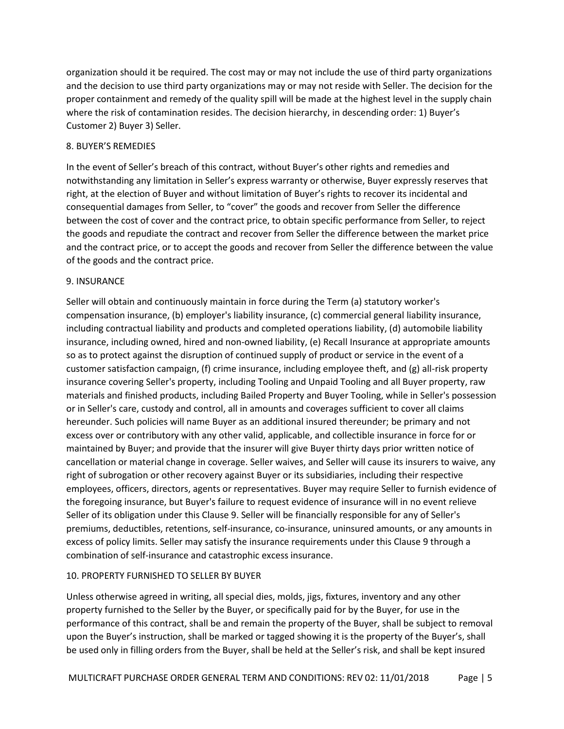organization should it be required. The cost may or may not include the use of third party organizations and the decision to use third party organizations may or may not reside with Seller. The decision for the proper containment and remedy of the quality spill will be made at the highest level in the supply chain where the risk of contamination resides. The decision hierarchy, in descending order: 1) Buyer's Customer 2) Buyer 3) Seller.

## 8. BUYER'S REMEDIES

In the event of Seller's breach of this contract, without Buyer's other rights and remedies and notwithstanding any limitation in Seller's express warranty or otherwise, Buyer expressly reserves that right, at the election of Buyer and without limitation of Buyer's rights to recover its incidental and consequential damages from Seller, to "cover" the goods and recover from Seller the difference between the cost of cover and the contract price, to obtain specific performance from Seller, to reject the goods and repudiate the contract and recover from Seller the difference between the market price and the contract price, or to accept the goods and recover from Seller the difference between the value of the goods and the contract price.

## 9. INSURANCE

Seller will obtain and continuously maintain in force during the Term (a) statutory worker's compensation insurance, (b) employer's liability insurance, (c) commercial general liability insurance, including contractual liability and products and completed operations liability, (d) automobile liability insurance, including owned, hired and non-owned liability, (e) Recall Insurance at appropriate amounts so as to protect against the disruption of continued supply of product or service in the event of a customer satisfaction campaign, (f) crime insurance, including employee theft, and (g) all-risk property insurance covering Seller's property, including Tooling and Unpaid Tooling and all Buyer property, raw materials and finished products, including Bailed Property and Buyer Tooling, while in Seller's possession or in Seller's care, custody and control, all in amounts and coverages sufficient to cover all claims hereunder. Such policies will name Buyer as an additional insured thereunder; be primary and not excess over or contributory with any other valid, applicable, and collectible insurance in force for or maintained by Buyer; and provide that the insurer will give Buyer thirty days prior written notice of cancellation or material change in coverage. Seller waives, and Seller will cause its insurers to waive, any right of subrogation or other recovery against Buyer or its subsidiaries, including their respective employees, officers, directors, agents or representatives. Buyer may require Seller to furnish evidence of the foregoing insurance, but Buyer's failure to request evidence of insurance will in no event relieve Seller of its obligation under this Clause 9. Seller will be financially responsible for any of Seller's premiums, deductibles, retentions, self-insurance, co-insurance, uninsured amounts, or any amounts in excess of policy limits. Seller may satisfy the insurance requirements under this Clause 9 through a combination of self-insurance and catastrophic excess insurance.

## 10. PROPERTY FURNISHED TO SELLER BY BUYER

Unless otherwise agreed in writing, all special dies, molds, jigs, fixtures, inventory and any other property furnished to the Seller by the Buyer, or specifically paid for by the Buyer, for use in the performance of this contract, shall be and remain the property of the Buyer, shall be subject to removal upon the Buyer's instruction, shall be marked or tagged showing it is the property of the Buyer's, shall be used only in filling orders from the Buyer, shall be held at the Seller's risk, and shall be kept insured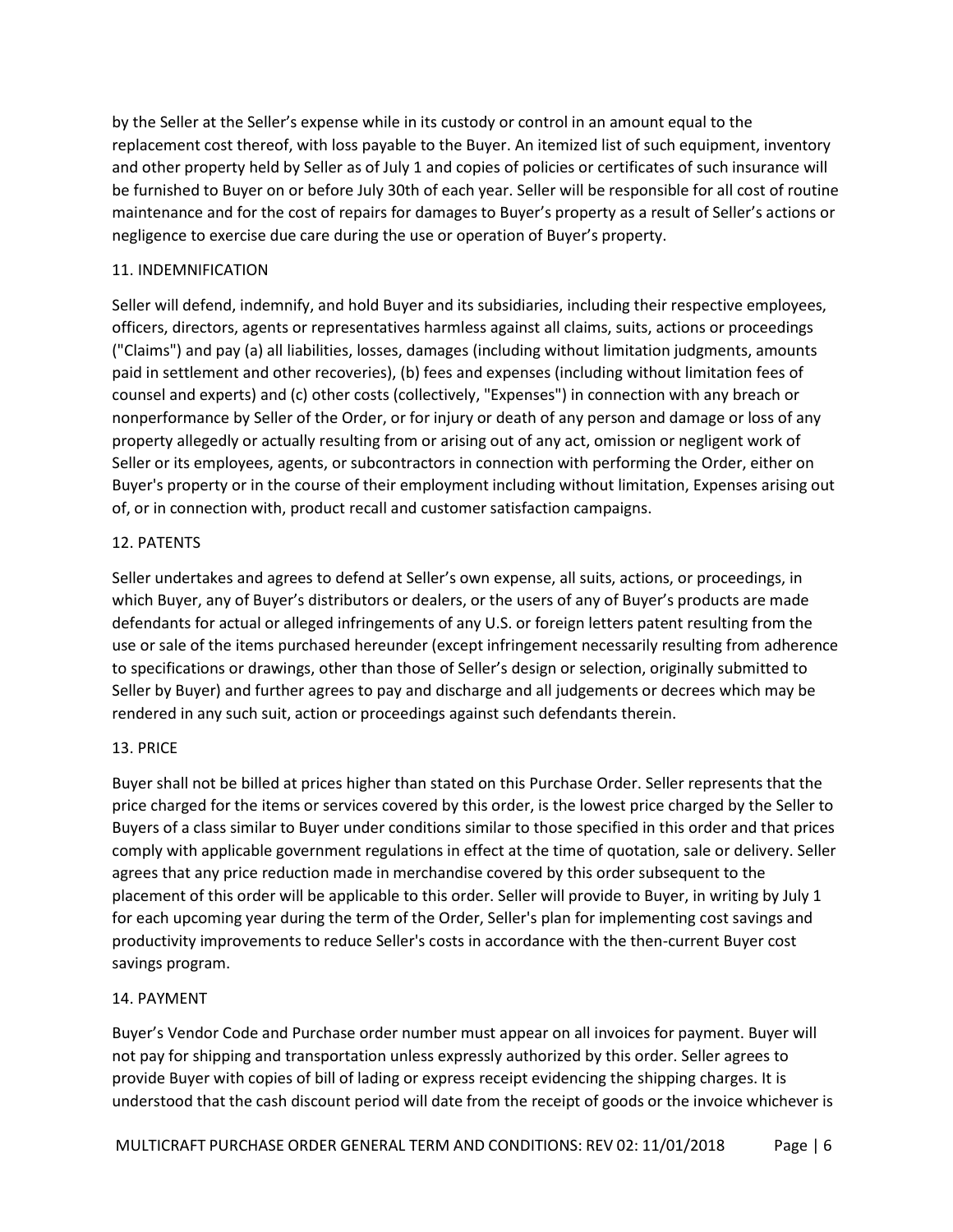by the Seller at the Seller's expense while in its custody or control in an amount equal to the replacement cost thereof, with loss payable to the Buyer. An itemized list of such equipment, inventory and other property held by Seller as of July 1 and copies of policies or certificates of such insurance will be furnished to Buyer on or before July 30th of each year. Seller will be responsible for all cost of routine maintenance and for the cost of repairs for damages to Buyer's property as a result of Seller's actions or negligence to exercise due care during the use or operation of Buyer's property.

## 11. INDEMNIFICATION

Seller will defend, indemnify, and hold Buyer and its subsidiaries, including their respective employees, officers, directors, agents or representatives harmless against all claims, suits, actions or proceedings ("Claims") and pay (a) all liabilities, losses, damages (including without limitation judgments, amounts paid in settlement and other recoveries), (b) fees and expenses (including without limitation fees of counsel and experts) and (c) other costs (collectively, "Expenses") in connection with any breach or nonperformance by Seller of the Order, or for injury or death of any person and damage or loss of any property allegedly or actually resulting from or arising out of any act, omission or negligent work of Seller or its employees, agents, or subcontractors in connection with performing the Order, either on Buyer's property or in the course of their employment including without limitation, Expenses arising out of, or in connection with, product recall and customer satisfaction campaigns.

## 12. PATENTS

Seller undertakes and agrees to defend at Seller's own expense, all suits, actions, or proceedings, in which Buyer, any of Buyer's distributors or dealers, or the users of any of Buyer's products are made defendants for actual or alleged infringements of any U.S. or foreign letters patent resulting from the use or sale of the items purchased hereunder (except infringement necessarily resulting from adherence to specifications or drawings, other than those of Seller's design or selection, originally submitted to Seller by Buyer) and further agrees to pay and discharge and all judgements or decrees which may be rendered in any such suit, action or proceedings against such defendants therein.

## 13. PRICE

Buyer shall not be billed at prices higher than stated on this Purchase Order. Seller represents that the price charged for the items or services covered by this order, is the lowest price charged by the Seller to Buyers of a class similar to Buyer under conditions similar to those specified in this order and that prices comply with applicable government regulations in effect at the time of quotation, sale or delivery. Seller agrees that any price reduction made in merchandise covered by this order subsequent to the placement of this order will be applicable to this order. Seller will provide to Buyer, in writing by July 1 for each upcoming year during the term of the Order, Seller's plan for implementing cost savings and productivity improvements to reduce Seller's costs in accordance with the then-current Buyer cost savings program.

## 14. PAYMENT

Buyer's Vendor Code and Purchase order number must appear on all invoices for payment. Buyer will not pay for shipping and transportation unless expressly authorized by this order. Seller agrees to provide Buyer with copies of bill of lading or express receipt evidencing the shipping charges. It is understood that the cash discount period will date from the receipt of goods or the invoice whichever is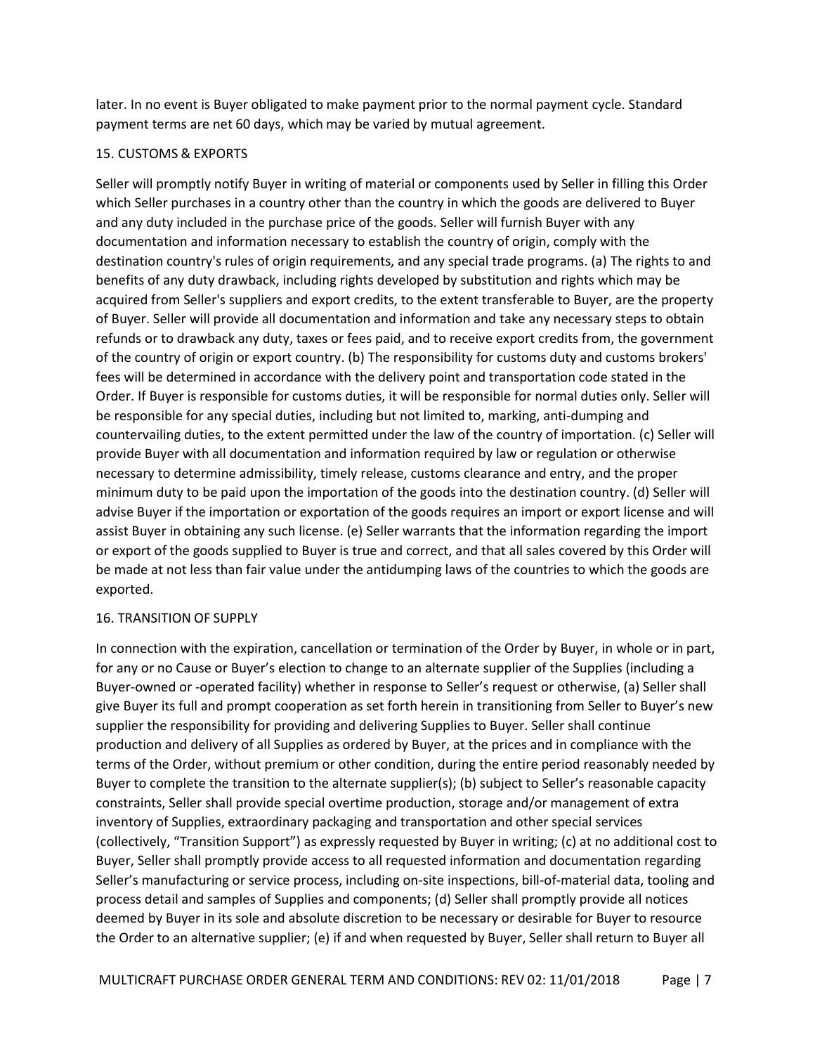later. In no event is Buyer obligated to make payment prior to the normal payment cycle. Standard payment terms are net 60 days, which may be varied by mutual agreement.

## 15. CUSTOMS & EXPORTS

Seller will promptly notify Buyer in writing of material or components used by Seller in filling this Order which Seller purchases in a country other than the country in which the goods are delivered to Buyer and any duty included in the purchase price of the goods. Seller will furnish Buyer with any documentation and information necessary to establish the country of origin, comply with the destination country's rules of origin requirements, and any special trade programs. (a) The rights to and benefits of any duty drawback, including rights developed by substitution and rights which may be acquired from Seller's suppliers and export credits, to the extent transferable to Buyer, are the property of Buyer. Seller will provide all documentation and information and take any necessary steps to obtain refunds or to drawback any duty, taxes or fees paid, and to receive export credits from, the government of the country of origin or export country. (b) The responsibility for customs duty and customs brokers' fees will be determined in accordance with the delivery point and transportation code stated in the Order. If Buyer is responsible for customs duties, it will be responsible for normal duties only. Seller will be responsible for any special duties, including but not limited to, marking, anti-dumping and countervailing duties, to the extent permitted under the law of the country of importation. (c) Seller will provide Buyer with all documentation and information required by law or regulation or otherwise necessary to determine admissibility, timely release, customs clearance and entry, and the proper minimum duty to be paid upon the importation of the goods into the destination country. (d) Seller will advise Buyer if the importation or exportation of the goods requires an import or export license and will assist Buyer in obtaining any such license. (e) Seller warrants that the information regarding the import or export of the goods supplied to Buyer is true and correct, and that all sales covered by this Order will be made at not less than fair value under the antidumping laws of the countries to which the goods are exported.

## 16. TRANSITION OF SUPPLY

In connection with the expiration, cancellation or termination of the Order by Buyer, in whole or in part, for any or no Cause or Buyer's election to change to an alternate supplier of the Supplies (including a Buyer-owned or -operated facility) whether in response to Seller's request or otherwise, (a) Seller shall give Buyer its full and prompt cooperation as set forth herein in transitioning from Seller to Buyer's new supplier the responsibility for providing and delivering Supplies to Buyer. Seller shall continue production and delivery of all Supplies as ordered by Buyer, at the prices and in compliance with the terms of the Order, without premium or other condition, during the entire period reasonably needed by Buyer to complete the transition to the alternate supplier(s); (b) subject to Seller's reasonable capacity constraints, Seller shall provide special overtime production, storage and/or management of extra inventory of Supplies, extraordinary packaging and transportation and other special services (collectively, "Transition Support") as expressly requested by Buyer in writing; (c) at no additional cost to Buyer, Seller shall promptly provide access to all requested information and documentation regarding Seller's manufacturing or service process, including on-site inspections, bill-of-material data, tooling and process detail and samples of Supplies and components; (d) Seller shall promptly provide all notices deemed by Buyer in its sole and absolute discretion to be necessary or desirable for Buyer to resource the Order to an alternative supplier; (e) if and when requested by Buyer, Seller shall return to Buyer all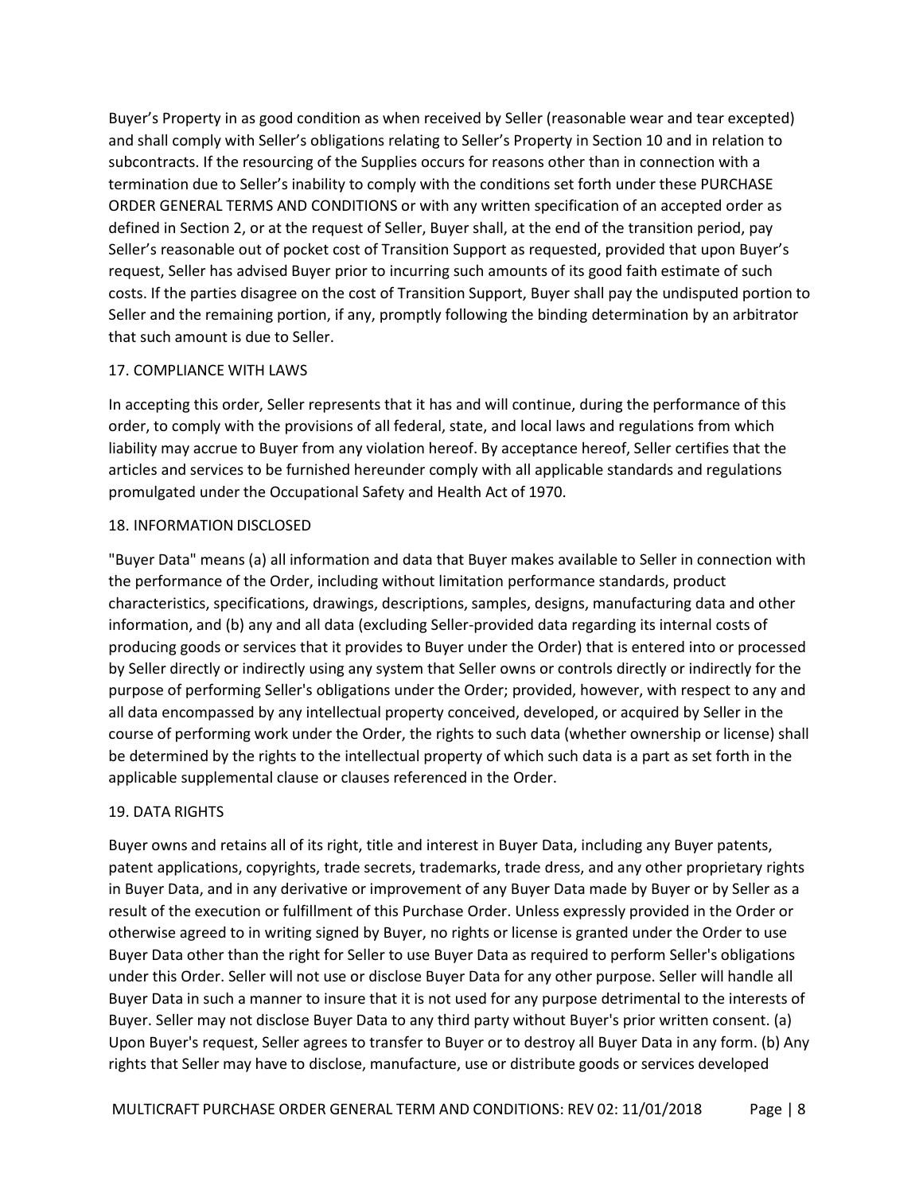Buyer's Property in as good condition as when received by Seller (reasonable wear and tear excepted) and shall comply with Seller's obligations relating to Seller's Property in Section 10 and in relation to subcontracts. If the resourcing of the Supplies occurs for reasons other than in connection with a termination due to Seller's inability to comply with the conditions set forth under these PURCHASE ORDER GENERAL TERMS AND CONDITIONS or with any written specification of an accepted order as defined in Section 2, or at the request of Seller, Buyer shall, at the end of the transition period, pay Seller's reasonable out of pocket cost of Transition Support as requested, provided that upon Buyer's request, Seller has advised Buyer prior to incurring such amounts of its good faith estimate of such costs. If the parties disagree on the cost of Transition Support, Buyer shall pay the undisputed portion to Seller and the remaining portion, if any, promptly following the binding determination by an arbitrator that such amount is due to Seller.

## 17. COMPLIANCE WITH LAWS

In accepting this order, Seller represents that it has and will continue, during the performance of this order, to comply with the provisions of all federal, state, and local laws and regulations from which liability may accrue to Buyer from any violation hereof. By acceptance hereof, Seller certifies that the articles and services to be furnished hereunder comply with all applicable standards and regulations promulgated under the Occupational Safety and Health Act of 1970.

## 18. INFORMATION DISCLOSED

"Buyer Data" means (a) all information and data that Buyer makes available to Seller in connection with the performance of the Order, including without limitation performance standards, product characteristics, specifications, drawings, descriptions, samples, designs, manufacturing data and other information, and (b) any and all data (excluding Seller-provided data regarding its internal costs of producing goods or services that it provides to Buyer under the Order) that is entered into or processed by Seller directly or indirectly using any system that Seller owns or controls directly or indirectly for the purpose of performing Seller's obligations under the Order; provided, however, with respect to any and all data encompassed by any intellectual property conceived, developed, or acquired by Seller in the course of performing work under the Order, the rights to such data (whether ownership or license) shall be determined by the rights to the intellectual property of which such data is a part as set forth in the applicable supplemental clause or clauses referenced in the Order.

## 19. DATA RIGHTS

Buyer owns and retains all of its right, title and interest in Buyer Data, including any Buyer patents, patent applications, copyrights, trade secrets, trademarks, trade dress, and any other proprietary rights in Buyer Data, and in any derivative or improvement of any Buyer Data made by Buyer or by Seller as a result of the execution or fulfillment of this Purchase Order. Unless expressly provided in the Order or otherwise agreed to in writing signed by Buyer, no rights or license is granted under the Order to use Buyer Data other than the right for Seller to use Buyer Data as required to perform Seller's obligations under this Order. Seller will not use or disclose Buyer Data for any other purpose. Seller will handle all Buyer Data in such a manner to insure that it is not used for any purpose detrimental to the interests of Buyer. Seller may not disclose Buyer Data to any third party without Buyer's prior written consent. (a) Upon Buyer's request, Seller agrees to transfer to Buyer or to destroy all Buyer Data in any form. (b) Any rights that Seller may have to disclose, manufacture, use or distribute goods or services developed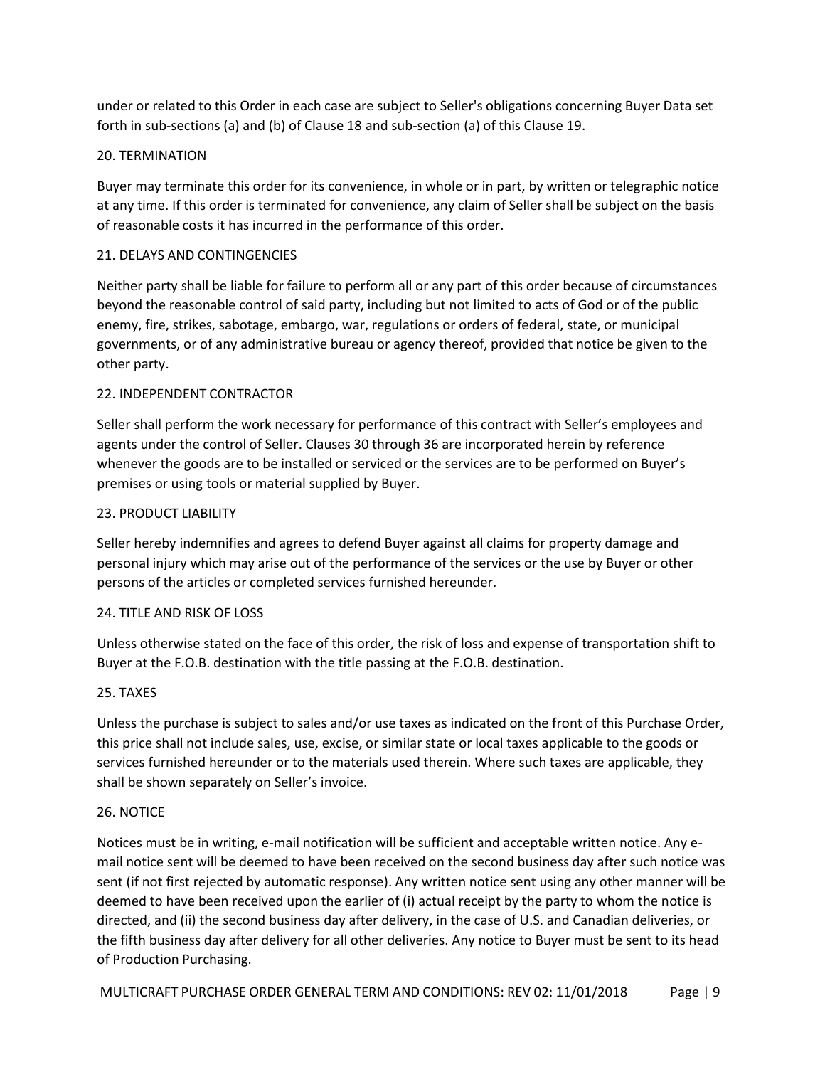under or related to this Order in each case are subject to Seller's obligations concerning Buyer Data set forth in sub-sections (a) and (b) of Clause 18 and sub-section (a) of this Clause 19.

## 20. TERMINATION

Buyer may terminate this order for its convenience, in whole or in part, by written or telegraphic notice at any time. If this order is terminated for convenience, any claim of Seller shall be subject on the basis of reasonable costs it has incurred in the performance of this order.

## 21. DELAYS AND CONTINGENCIES

Neither party shall be liable for failure to perform all or any part of this order because of circumstances beyond the reasonable control of said party, including but not limited to acts of God or of the public enemy, fire, strikes, sabotage, embargo, war, regulations or orders of federal, state, or municipal governments, or of any administrative bureau or agency thereof, provided that notice be given to the other party.

## 22. INDEPENDENT CONTRACTOR

Seller shall perform the work necessary for performance of this contract with Seller's employees and agents under the control of Seller. Clauses 30 through 36 are incorporated herein by reference whenever the goods are to be installed or serviced or the services are to be performed on Buyer's premises or using tools or material supplied by Buyer.

## 23. PRODUCT LIABILITY

Seller hereby indemnifies and agrees to defend Buyer against all claims for property damage and personal injury which may arise out of the performance of the services or the use by Buyer or other persons of the articles or completed services furnished hereunder.

## 24. TITLE AND RISK OF LOSS

Unless otherwise stated on the face of this order, the risk of loss and expense of transportation shift to Buyer at the F.O.B. destination with the title passing at the F.O.B. destination.

## 25. TAXES

Unless the purchase is subject to sales and/or use taxes as indicated on the front of this Purchase Order, this price shall not include sales, use, excise, or similar state or local taxes applicable to the goods or services furnished hereunder or to the materials used therein. Where such taxes are applicable, they shall be shown separately on Seller's invoice.

## 26. NOTICE

Notices must be in writing, e-mail notification will be sufficient and acceptable written notice. Any e-mail notice sent will be deemed to have been received on the second business day after such notice was sent (if not first rejected by automatic response). Any written notice sent using any other manner will be deemed to have been received upon the earlier of (i) actual receipt by the party to whom the notice is directed, and (ii) the second business day after delivery, in the case of U.S. and Canadian deliveries, or the fifth business day after delivery for all other deliveries. Any notice to Buyer must be sent to its head of Production Purchasing.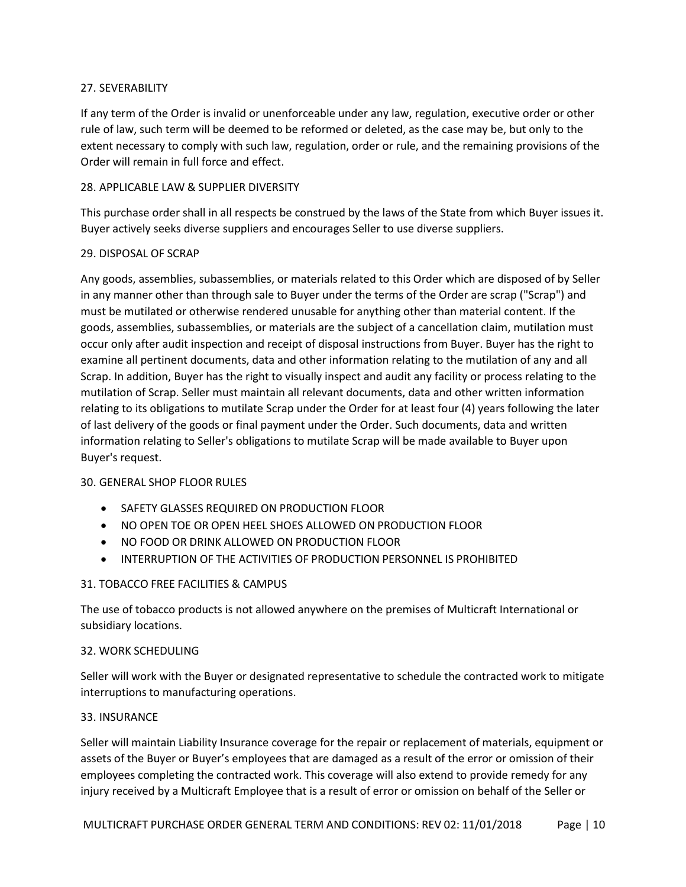## 27. SEVERABILITY

If any term of the Order is invalid or unenforceable under any law, regulation, executive order or other rule of law, such term will be deemed to be reformed or deleted, as the case may be, but only to the extent necessary to comply with such law, regulation, order or rule, and the remaining provisions of the Order will remain in full force and effect.

## 28. APPLICABLE LAW & SUPPLIER DIVERSITY

This purchase order shall in all respects be construed by the laws of the State from which Buyer issues it. Buyer actively seeks diverse suppliers and encourages Seller to use diverse suppliers.

## 29. DISPOSAL OF SCRAP

Any goods, assemblies, subassemblies, or materials related to this Order which are disposed of by Seller in any manner other than through sale to Buyer under the terms of the Order are scrap ("Scrap") and must be mutilated or otherwise rendered unusable for anything other than material content. If the goods, assemblies, subassemblies, or materials are the subject of a cancellation claim, mutilation must occur only after audit inspection and receipt of disposal instructions from Buyer. Buyer has the right to examine all pertinent documents, data and other information relating to the mutilation of any and all Scrap. In addition, Buyer has the right to visually inspect and audit any facility or process relating to the mutilation of Scrap. Seller must maintain all relevant documents, data and other written information relating to its obligations to mutilate Scrap under the Order for at least four (4) years following the later of last delivery of the goods or final payment under the Order. Such documents, data and written information relating to Seller's obligations to mutilate Scrap will be made available to Buyer upon Buyer's request.

## 30. GENERAL SHOP FLOOR RULES

- SAFETY GLASSES REQUIRED ON PRODUCTION FLOOR
- NO OPEN TOE OR OPEN HEEL SHOES ALLOWED ON PRODUCTION FLOOR
- NO FOOD OR DRINK ALLOWED ON PRODUCTION FLOOR
- INTERRUPTION OF THE ACTIVITIES OF PRODUCTION PERSONNEL IS PROHIBITED

## 31. TOBACCO FREE FACILITIES & CAMPUS

The use of tobacco products is not allowed anywhere on the premises of Multicraft International or subsidiary locations.

## 32. WORK SCHEDULING

Seller will work with the Buyer or designated representative to schedule the contracted work to mitigate interruptions to manufacturing operations.

## 33. INSURANCE

Seller will maintain Liability Insurance coverage for the repair or replacement of materials, equipment or assets of the Buyer or Buyer's employees that are damaged as a result of the error or omission of their employees completing the contracted work. This coverage will also extend to provide remedy for any injury received by a Multicraft Employee that is a result of error or omission on behalf of the Seller or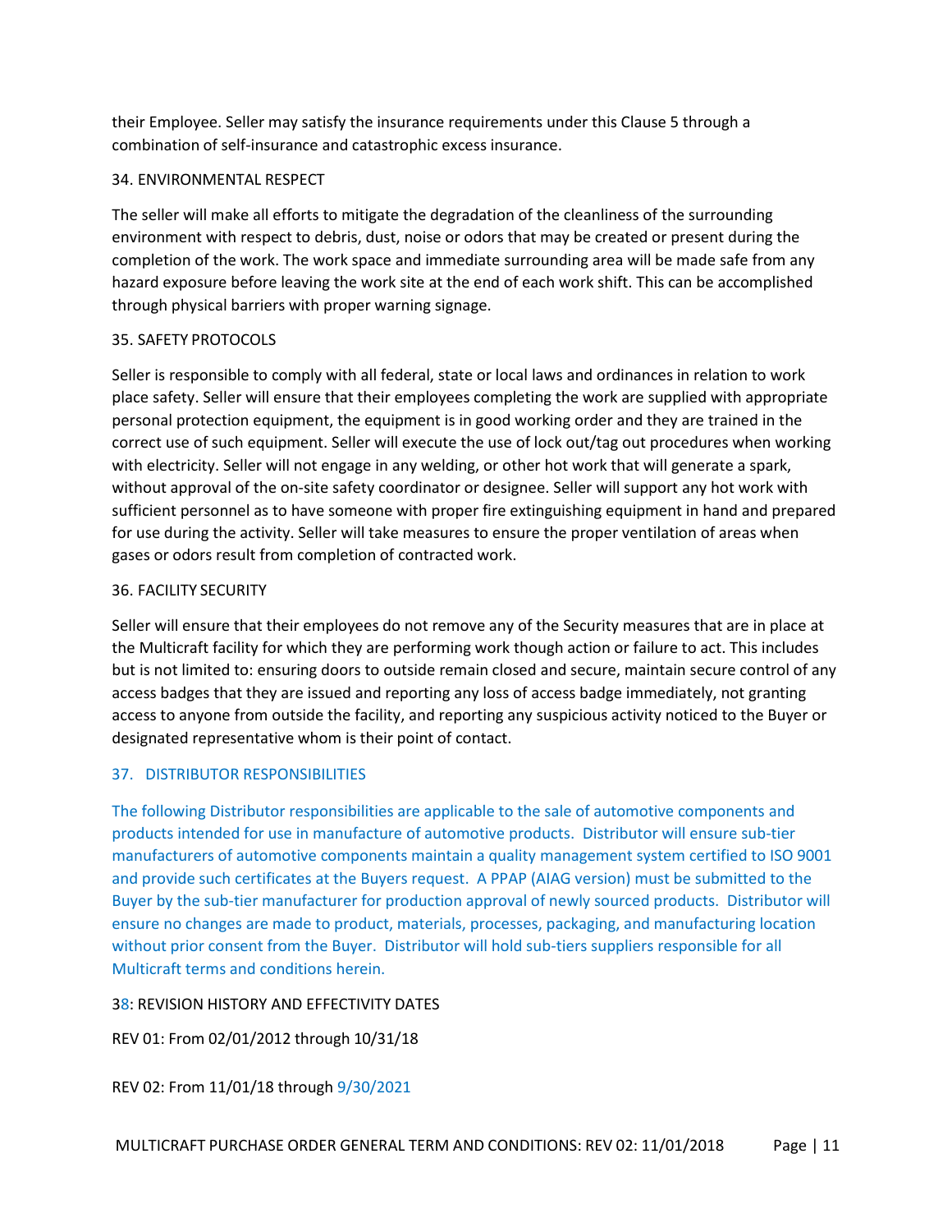their Employee. Seller may satisfy the insurance requirements under this Clause 5 through a combination of self-insurance and catastrophic excess insurance.

## 34. ENVIRONMENTAL RESPECT

The seller will make all efforts to mitigate the degradation of the cleanliness of the surrounding environment with respect to debris, dust, noise or odors that may be created or present during the completion of the work. The work space and immediate surrounding area will be made safe from any hazard exposure before leaving the work site at the end of each work shift. This can be accomplished through physical barriers with proper warning signage.

## 35. SAFETY PROTOCOLS

Seller is responsible to comply with all federal, state or local laws and ordinances in relation to work place safety. Seller will ensure that their employees completing the work are supplied with appropriate personal protection equipment, the equipment is in good working order and they are trained in the correct use of such equipment. Seller will execute the use of lock out/tag out procedures when working with electricity. Seller will not engage in any welding, or other hot work that will generate a spark, without approval of the on-site safety coordinator or designee. Seller will support any hot work with sufficient personnel as to have someone with proper fire extinguishing equipment in hand and prepared for use during the activity. Seller will take measures to ensure the proper ventilation of areas when gases or odors result from completion of contracted work.

## 36. FACILITY SECURITY

Seller will ensure that their employees do not remove any of the Security measures that are in place at the Multicraft facility for which they are performing work though action or failure to act. This includes but is not limited to: ensuring doors to outside remain closed and secure, maintain secure control of any access badges that they are issued and reporting any loss of access badge immediately, not granting access to anyone from outside the facility, and reporting any suspicious activity noticed to the Buyer or designated representative whom is their point of contact.

## 37. DISTRIBUTOR RESPONSIBILITIES

The following Distributor responsibilities are applicable to the sale of automotive components and products intended for use in manufacture of automotive products. Distributor will ensure sub-tier manufacturers of automotive components maintain a quality management system certified to ISO 9001 and provide such certificates at the Buyers request. A PPAP (AIAG version) must be submitted to the Buyer by the sub-tier manufacturer for production approval of newly sourced products. Distributor will ensure no changes are made to product, materials, processes, packaging, and manufacturing location without prior consent from the Buyer. Distributor will hold sub-tiers suppliers responsible for all Multicraft terms and conditions herein.

## 38: REVISION HISTORY AND EFFECTIVITY DATES

REV 01: From 02/01/2012 through 10/31/18

REV 02: From 11/01/18 through 9/30/2021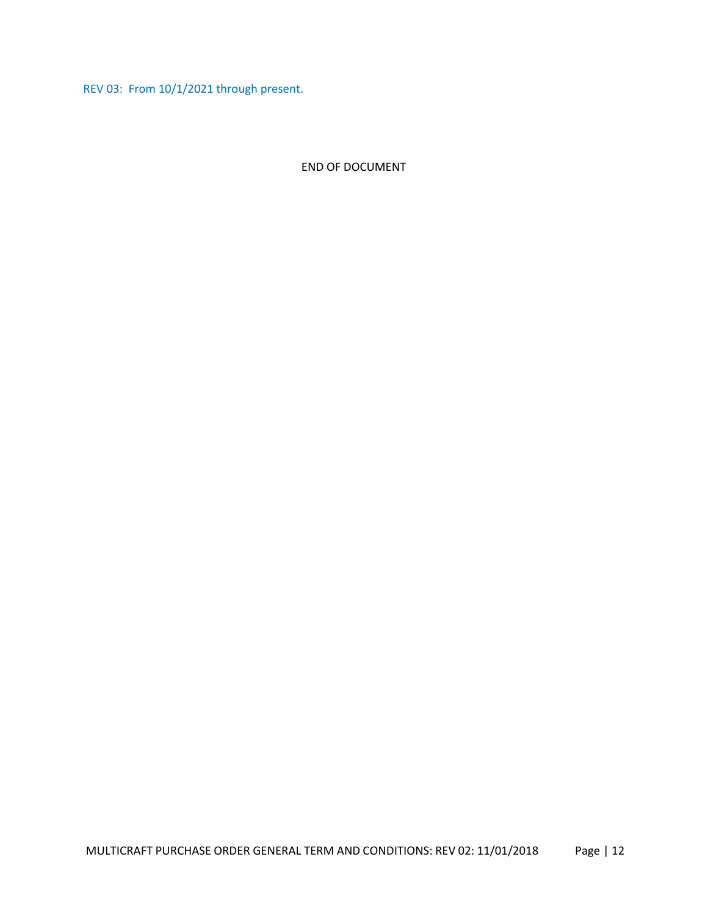REV 03: From 10/1/2021 through present.

END OF DOCUMENT